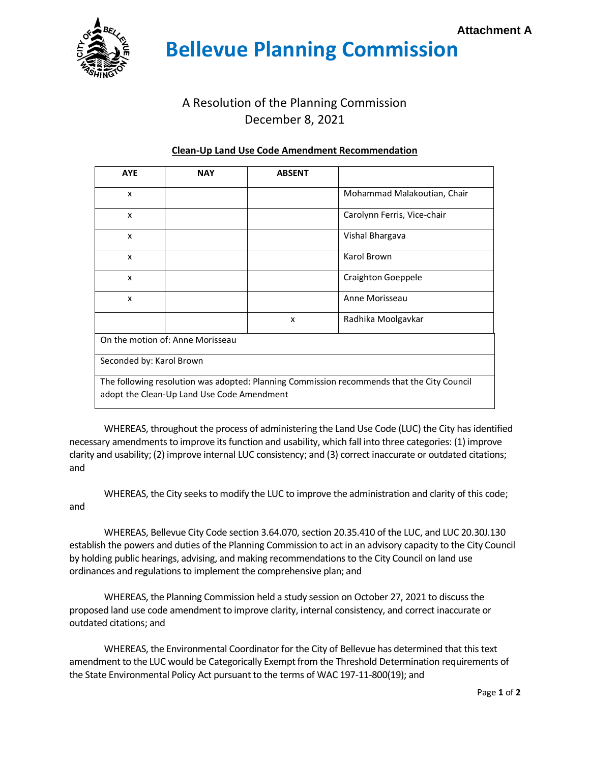Attachment A

# Bellevue Planning Commission

## A Resolution of the Planning Commission
## December 8, 2021

**Clean-Up Land Use Code Amendment Recommendation**

| AYE | NAY | ABSENT | |
|---|---|---|---|
| x | | | Mohammad Malakoutian, Chair |
| x | | | Carolynn Ferris, Vice-chair |
| x | | | Vishal Bhargava |
| x | | | Karol Brown |
| x | | | Craighton Goeppele |
| x | | | Anne Morisseau |
| | | x | Radhika Moolgavkar |
| On the motion of: Anne Morisseau | | | |
| Seconded by: Karol Brown | | | |
| The following resolution was adopted: Planning Commission recommends that the City Council adopt the Clean-Up Land Use Code Amendment | | | |

WHEREAS, throughout the process of administering the Land Use Code (LUC) the City has identified necessary amendments to improve its function and usability, which fall into three categories: (1) improve clarity and usability; (2) improve internal LUC consistency; and (3) correct inaccurate or outdated citations; and

WHEREAS, the City seeks to modify the LUC to improve the administration and clarity of this code; and

WHEREAS, Bellevue City Code section 3.64.070, section 20.35.410 of the LUC, and LUC 20.30J.130 establish the powers and duties of the Planning Commission to act in an advisory capacity to the City Council by holding public hearings, advising, and making recommendations to the City Council on land use ordinances and regulations to implement the comprehensive plan; and

WHEREAS, the Planning Commission held a study session on October 27, 2021 to discuss the proposed land use code amendment to improve clarity, internal consistency, and correct inaccurate or outdated citations; and

WHEREAS, the Environmental Coordinator for the City of Bellevue has determined that this text amendment to the LUC would be Categorically Exempt from the Threshold Determination requirements of the State Environmental Policy Act pursuant to the terms of WAC 197-11-800(19); and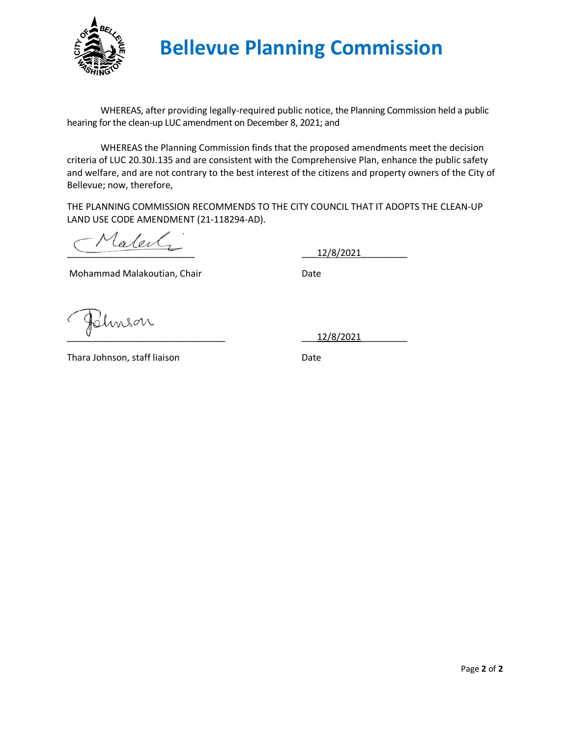# Bellevue Planning Commission

WHEREAS, after providing legally-required public notice, the Planning Commission held a public hearing for the clean-up LUC amendment on December 8, 2021; and

WHEREAS the Planning Commission finds that the proposed amendments meet the decision criteria of LUC 20.30J.135 and are consistent with the Comprehensive Plan, enhance the public safety and welfare, and are not contrary to the best interest of the citizens and property owners of the City of Bellevue; now, therefore,

THE PLANNING COMMISSION RECOMMENDS TO THE CITY COUNCIL THAT IT ADOPTS THE CLEAN-UP LAND USE CODE AMENDMENT (21-118294-AD).

\_\_\_\_\_\_\_\_\_\_\_\_\_\_\_\_\_\_\_\_\_\_\_\_\_ \_\_\_12/8/2021\_\_\_\_\_\_\_\_\_

Mohammad Malakoutian, Chair Date

\_\_\_\_\_\_\_\_\_\_\_\_\_\_\_\_\_\_\_\_\_\_\_\_\_\_\_\_\_\_ \_\_\_12/8/2021\_\_\_\_\_\_\_\_\_

Thara Johnson, staff liaison Date